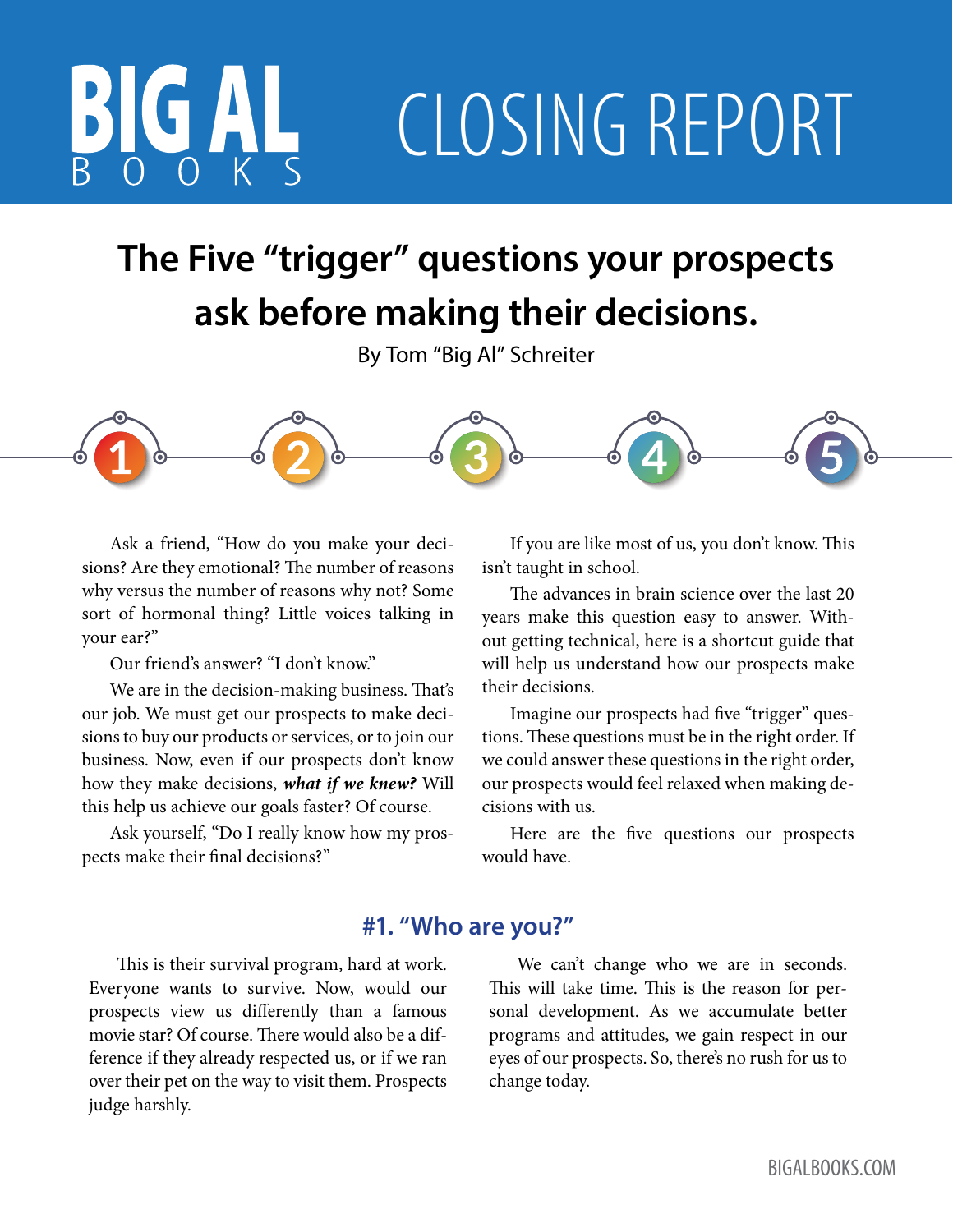# BIG AL BOOKS CLOSING REPORT

## The Five "trigger" questions your prospects ask before making their decisions.

By Tom "Big Al" Schreiter

Ask a friend, "How do you make your decisions? Are they emotional? The number of reasons why versus the number of reasons why not? Some sort of hormonal thing? Little voices talking in your ear?"

Our friend's answer? "I don't know."

We are in the decision-making business. That's our job. We must get our prospects to make decisions to buy our products or services, or to join our business. Now, even if our prospects don't know how they make decisions, ***what if we knew?*** Will this help us achieve our goals faster? Of course.

Ask yourself, "Do I really know how my prospects make their final decisions?"

If you are like most of us, you don't know. This isn't taught in school.

The advances in brain science over the last 20 years make this question easy to answer. Without getting technical, here is a shortcut guide that will help us understand how our prospects make their decisions.

Imagine our prospects had five "trigger" questions. These questions must be in the right order. If we could answer these questions in the right order, our prospects would feel relaxed when making decisions with us.

Here are the five questions our prospects would have.

### #1. "Who are you?"

This is their survival program, hard at work. Everyone wants to survive. Now, would our prospects view us differently than a famous movie star? Of course. There would also be a difference if they already respected us, or if we ran over their pet on the way to visit them. Prospects judge harshly.

We can't change who we are in seconds. This will take time. This is the reason for personal development. As we accumulate better programs and attitudes, we gain respect in our eyes of our prospects. So, there's no rush for us to change today.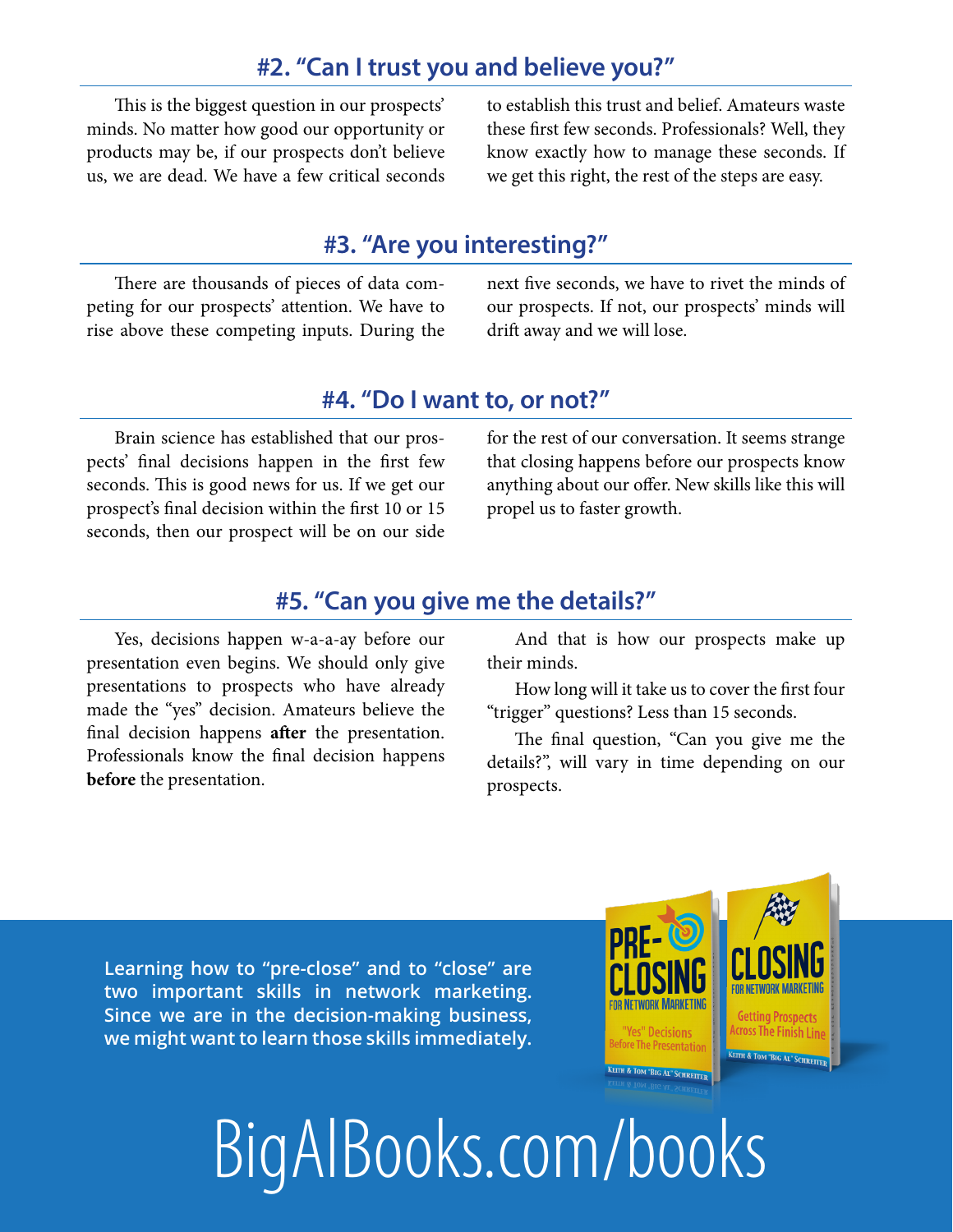## #2. "Can I trust you and believe you?"

This is the biggest question in our prospects' minds. No matter how good our opportunity or products may be, if our prospects don't believe us, we are dead. We have a few critical seconds to establish this trust and belief. Amateurs waste these first few seconds. Professionals? Well, they know exactly how to manage these seconds. If we get this right, the rest of the steps are easy.

## #3. "Are you interesting?"

There are thousands of pieces of data competing for our prospects' attention. We have to rise above these competing inputs. During the next five seconds, we have to rivet the minds of our prospects. If not, our prospects' minds will drift away and we will lose.

## #4. "Do I want to, or not?"

Brain science has established that our prospects' final decisions happen in the first few seconds. This is good news for us. If we get our prospect's final decision within the first 10 or 15 seconds, then our prospect will be on our side for the rest of our conversation. It seems strange that closing happens before our prospects know anything about our offer. New skills like this will propel us to faster growth.

## #5. "Can you give me the details?"

Yes, decisions happen w-a-a-ay before our presentation even begins. We should only give presentations to prospects who have already made the "yes" decision. Amateurs believe the final decision happens **after** the presentation. Professionals know the final decision happens **before** the presentation.

And that is how our prospects make up their minds.

How long will it take us to cover the first four "trigger" questions? Less than 15 seconds.

The final question, "Can you give me the details?", will vary in time depending on our prospects.

**Learning how to "pre-close" and to "close" are two important skills in network marketing. Since we are in the decision-making business, we might want to learn those skills immediately.**

PRE-CLOSING FOR NETWORK MARKETING — "Yes" Decisions Before The Presentation — Keith & Tom "Big Al" Schreiter

CLOSING FOR NETWORK MARKETING — Getting Prospects Across The Finish Line — Keith & Tom "Big Al" Schreiter

BigAlBooks.com/books